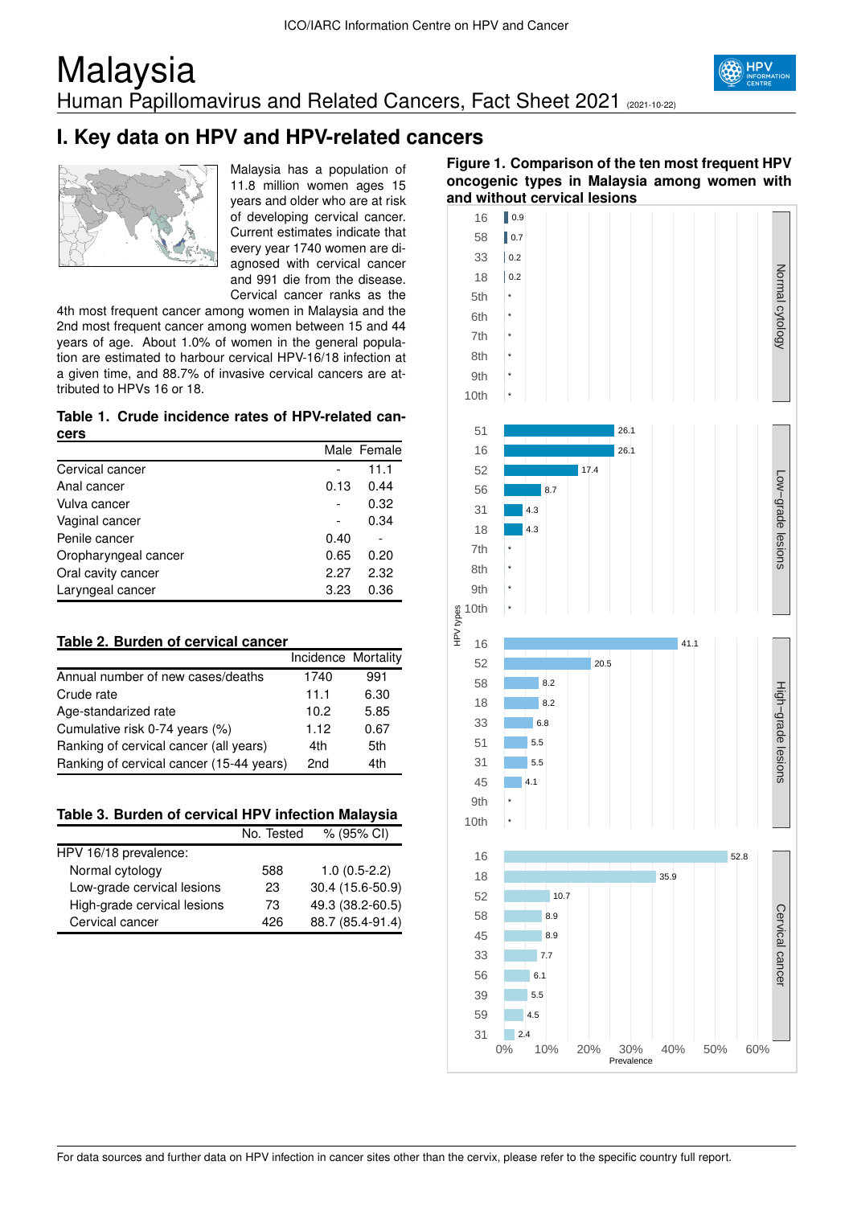# Malaysia

Human Papillomavirus and Related Cancers, Fact Sheet 2021 (2021-10-22)

## I. Key data on HPV and HPV-related cancers

Malaysia has a population of 11.8 million women ages 15 years and older who are at risk of developing cervical cancer. Current estimates indicate that every year 1740 women are diagnosed with cervical cancer and 991 die from the disease. Cervical cancer ranks as the 4th most frequent cancer among women in Malaysia and the 2nd most frequent cancer among women between 15 and 44 years of age. About 1.0% of women in the general population are estimated to harbour cervical HPV-16/18 infection at a given time, and 88.7% of invasive cervical cancers are attributed to HPVs 16 or 18.

**Table 1. Crude incidence rates of HPV-related cancers**

| | Male | Female |
|---|---|---|
| Cervical cancer | - | 11.1 |
| Anal cancer | 0.13 | 0.44 |
| Vulva cancer | - | 0.32 |
| Vaginal cancer | - | 0.34 |
| Penile cancer | 0.40 | - |
| Oropharyngeal cancer | 0.65 | 0.20 |
| Oral cavity cancer | 2.27 | 2.32 |
| Laryngeal cancer | 3.23 | 0.36 |

**Table 2. Burden of cervical cancer**

| | Incidence | Mortality |
|---|---|---|
| Annual number of new cases/deaths | 1740 | 991 |
| Crude rate | 11.1 | 6.30 |
| Age-standarized rate | 10.2 | 5.85 |
| Cumulative risk 0-74 years (%) | 1.12 | 0.67 |
| Ranking of cervical cancer (all years) | 4th | 5th |
| Ranking of cervical cancer (15-44 years) | 2nd | 4th |

**Table 3. Burden of cervical HPV infection Malaysia**

| | No. Tested | % (95% CI) |
|---|---|---|
| HPV 16/18 prevalence: | | |
| Normal cytology | 588 | 1.0 (0.5-2.2) |
| Low-grade cervical lesions | 23 | 30.4 (15.6-50.9) |
| High-grade cervical lesions | 73 | 49.3 (38.2-60.5) |
| Cervical cancer | 426 | 88.7 (85.4-91.4) |

**Figure 1. Comparison of the ten most frequent HPV oncogenic types in Malaysia among women with and without cervical lesions**

Prevalence (%) by HPV type:

| Normal cytology | | Low-grade lesions | | High-grade lesions | | Cervical cancer | |
|---|---|---|---|---|---|---|---|
| 16 | 0.9 | 51 | 26.1 | 16 | 41.1 | 16 | 52.8 |
| 58 | 0.7 | 16 | 26.1 | 52 | 20.5 | 18 | 35.9 |
| 33 | 0.2 | 52 | 17.4 | 58 | 8.2 | 52 | 10.7 |
| 18 | 0.2 | 56 | 8.7 | 18 | 8.2 | 58 | 8.9 |
| 5th | * | 31 | 4.3 | 33 | 6.8 | 45 | 8.9 |
| 6th | * | 18 | 4.3 | 51 | 5.5 | 33 | 7.7 |
| 7th | * | 7th | * | 31 | 5.5 | 56 | 6.1 |
| 8th | * | 8th | * | 45 | 4.1 | 39 | 5.5 |
| 9th | * | 9th | * | 9th | * | 59 | 4.5 |
| 10th | * | 10th | * | 10th | * | 31 | 2.4 |

For data sources and further data on HPV infection in cancer sites other than the cervix, please refer to the specific country full report.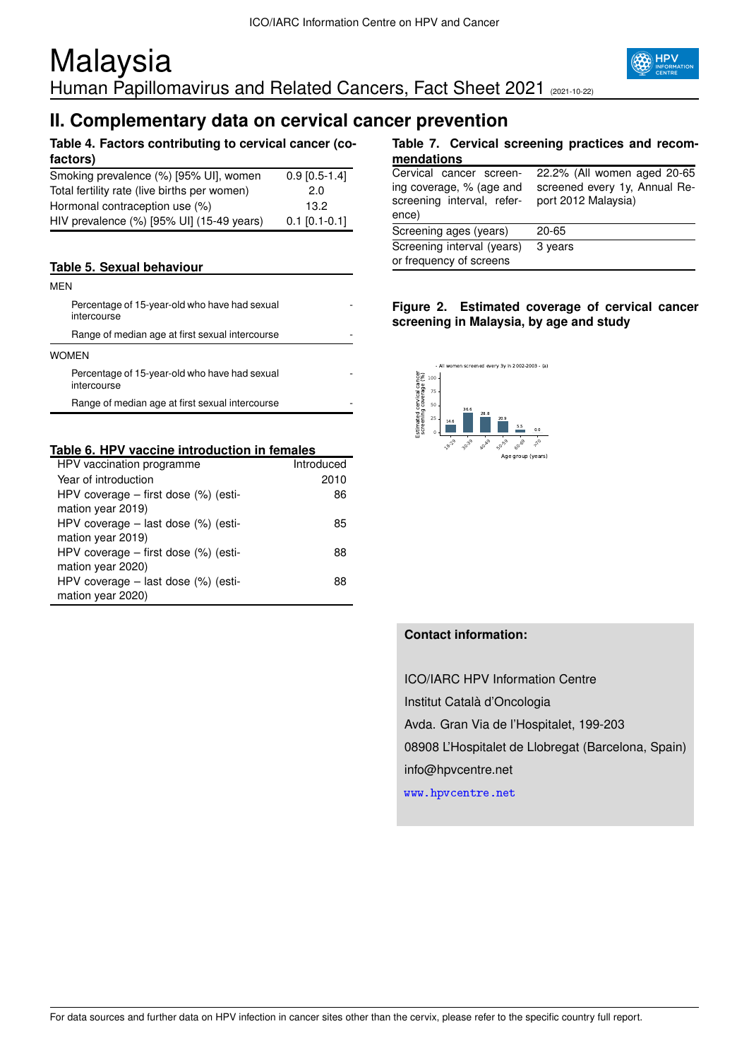# Malaysia

Human Papillomavirus and Related Cancers, Fact Sheet 2021 (2021-10-22)

## II. Complementary data on cervical cancer prevention

### Table 4. Factors contributing to cervical cancer (co-factors)

| | |
|---|---|
| Smoking prevalence (%) [95% UI], women | 0.9 [0.5-1.4] |
| Total fertility rate (live births per women) | 2.0 |
| Hormonal contraception use (%) | 13.2 |
| HIV prevalence (%) [95% UI] (15-49 years) | 0.1 [0.1-0.1] |

### Table 5. Sexual behaviour

| | |
|---|---|
| **MEN** | |
| Percentage of 15-year-old who have had sexual intercourse | - |
| Range of median age at first sexual intercourse | - |
| **WOMEN** | |
| Percentage of 15-year-old who have had sexual intercourse | - |
| Range of median age at first sexual intercourse | - |

### Table 6. HPV vaccine introduction in females

| | |
|---|---|
| HPV vaccination programme | Introduced |
| Year of introduction | 2010 |
| HPV coverage – first dose (%) (estimation year 2019) | 86 |
| HPV coverage – last dose (%) (estimation year 2019) | 85 |
| HPV coverage – first dose (%) (estimation year 2020) | 88 |
| HPV coverage – last dose (%) (estimation year 2020) | 88 |

### Table 7. Cervical screening practices and recommendations

| | |
|---|---|
| Cervical cancer screening coverage, % (age and screening interval, reference) | 22.2% (All women aged 20-65 screened every 1y, Annual Report 2012 Malaysia) |
| Screening ages (years) | 20-65 |
| Screening interval (years) or frequency of screens | 3 years |

### Figure 2. Estimated coverage of cervical cancer screening in Malaysia, by age and study

- All women screened every 3y in 2002-2003 - (a)

Estimated cervical cancer screening coverage (%)

100
75
50
25
0

14.6
36.6
28.8
20.9
5.5
0.0

18-29
30-39
40-49
50-59
60-69
>70

Age group (years)

**Contact information:**

ICO/IARC HPV Information Centre
Institut Català d'Oncologia
Avda. Gran Via de l'Hospitalet, 199-203
08908 L'Hospitalet de Llobregat (Barcelona, Spain)
info@hpvcentre.net
www.hpvcentre.net

For data sources and further data on HPV infection in cancer sites other than the cervix, please refer to the specific country full report.